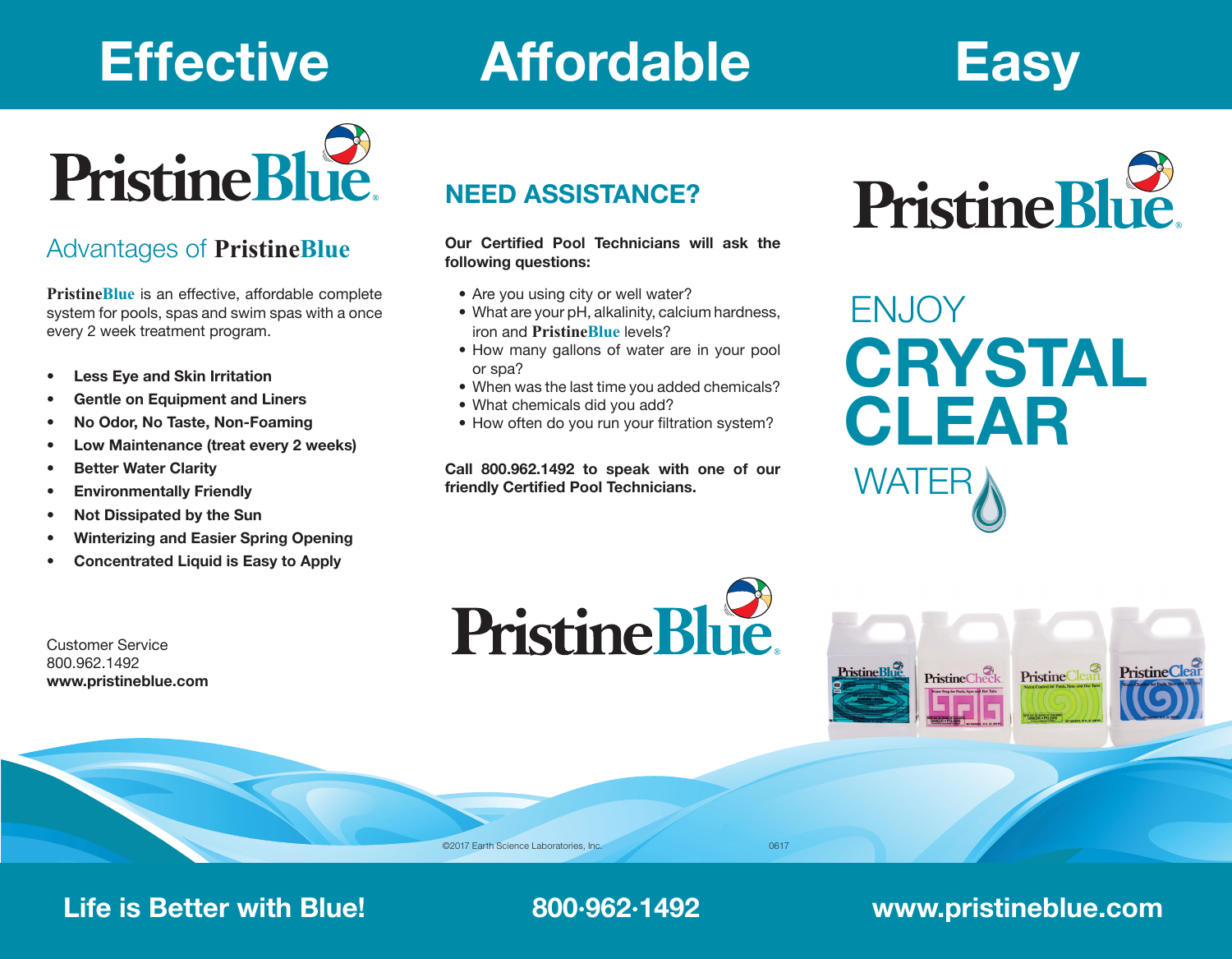# Effective Affordable Easy

# PristineBlue

## Advantages of PristineBlue

**PristineBlue** is an effective, affordable complete system for pools, spas and swim spas with a once every 2 week treatment program.

- **Less Eye and Skin Irritation**
- **Gentle on Equipment and Liners**
- **No Odor, No Taste, Non-Foaming**
- **Low Maintenance (treat every 2 weeks)**
- **Better Water Clarity**
- **Environmentally Friendly**
- **Not Dissipated by the Sun**
- **Winterizing and Easier Spring Opening**
- **Concentrated Liquid is Easy to Apply**

Customer Service
800.962.1492
**www.pristineblue.com**

## NEED ASSISTANCE?

**Our Certified Pool Technicians will ask the following questions:**

- Are you using city or well water?
- What are your pH, alkalinity, calcium hardness, iron and **PristineBlue** levels?
- How many gallons of water are in your pool or spa?
- When was the last time you added chemicals?
- What chemicals did you add?
- How often do you run your filtration system?

**Call 800.962.1492 to speak with one of our friendly Certified Pool Technicians.**

PristineBlue

©2017 Earth Science Laboratories, Inc. 0617

PristineBlue

ENJOY
# CRYSTAL CLEAR
WATER

PristineBlue PristineCheck PristineClean PristineClear

**Life is Better with Blue!** **800·962·1492** **www.pristineblue.com**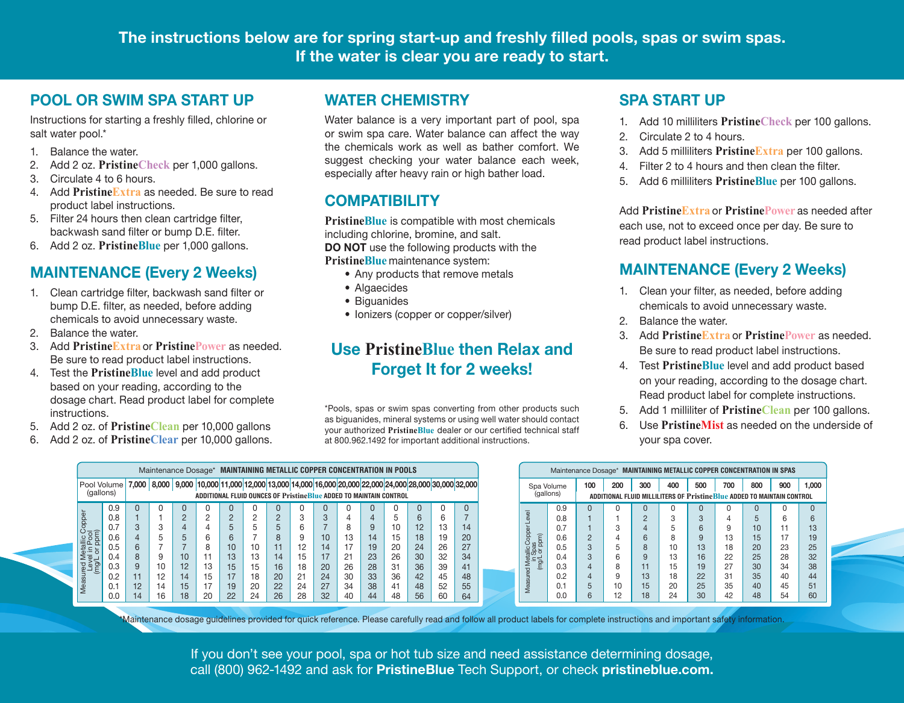**The instructions below are for spring start-up and freshly filled pools, spas or swim spas. If the water is clear you are ready to start.**

## POOL OR SWIM SPA START UP

Instructions for starting a freshly filled, chlorine or salt water pool.*

1. Balance the water.
2. Add 2 oz. PristineCheck per 1,000 gallons.
3. Circulate 4 to 6 hours.
4. Add PristineExtra as needed. Be sure to read product label instructions.
5. Filter 24 hours then clean cartridge filter, backwash sand filter or bump D.E. filter.
6. Add 2 oz. PristineBlue per 1,000 gallons.

## MAINTENANCE (Every 2 Weeks)

1. Clean cartridge filter, backwash sand filter or bump D.E. filter, as needed, before adding chemicals to avoid unnecessary waste.
2. Balance the water.
3. Add PristineExtra or PristinePower as needed. Be sure to read product label instructions.
4. Test the PristineBlue level and add product based on your reading, according to the dosage chart. Read product label for complete instructions.
5. Add 2 oz. of PristineClean per 10,000 gallons
6. Add 2 oz. of PristineClear per 10,000 gallons.

## WATER CHEMISTRY

Water balance is a very important part of pool, spa or swim spa care. Water balance can affect the way the chemicals work as well as bather comfort. We suggest checking your water balance each week, especially after heavy rain or high bather load.

## COMPATIBILITY

PristineBlue is compatible with most chemicals including chlorine, bromine, and salt.
**DO NOT** use the following products with the PristineBlue maintenance system:

- Any products that remove metals
- Algaecides
- Biguanides
- Ionizers (copper or copper/silver)

## Use PristineBlue then Relax and Forget It for 2 weeks!

*Pools, spas or swim spas converting from other products such as biguanides, mineral systems or using well water should contact your authorized PristineBlue dealer or our certified technical staff at 800.962.1492 for important additional instructions.

## SPA START UP

1. Add 10 milliliters PristineCheck per 100 gallons.
2. Circulate 2 to 4 hours.
3. Add 5 milliliters PristineExtra per 100 gallons.
4. Filter 2 to 4 hours and then clean the filter.
5. Add 6 milliliters PristineBlue per 100 gallons.

Add PristineExtra or PristinePower as needed after each use, not to exceed once per day. Be sure to read product label instructions.

## MAINTENANCE (Every 2 Weeks)

1. Clean your filter, as needed, before adding chemicals to avoid unnecessary waste.
2. Balance the water.
3. Add PristineExtra or PristinePower as needed. Be sure to read product label instructions.
4. Test PristineBlue level and add product based on your reading, according to the dosage chart. Read product label for complete instructions.
5. Add 1 milliliter of PristineClean per 100 gallons.
6. Use PristineMist as needed on the underside of your spa cover.

Maintenance Dosage* **MAINTAINING METALLIC COPPER CONCENTRATION IN POOLS**

| Measured Metallic Copper Level in Pool (mg/L or ppm) \ Pool Volume (gallons) | 7,000 | 8,000 | 9,000 | 10,000 | 11,000 | 12,000 | 13,000 | 14,000 | 16,000 | 20,000 | 22,000 | 24,000 | 28,000 | 30,000 | 32,000 |
|---|---|---|---|---|---|---|---|---|---|---|---|---|---|---|---|
| | ADDITIONAL FLUID OUNCES OF PristineBlue ADDED TO MAINTAIN CONTROL | | | | | | | | | | | | | | |
| 0.9 | 0 | 0 | 0 | 0 | 0 | 0 | 0 | 0 | 0 | 0 | 0 | 0 | 0 | 0 | 0 |
| 0.8 | 1 | 1 | 2 | 2 | 2 | 2 | 2 | 3 | 3 | 4 | 4 | 5 | 6 | 6 | 7 |
| 0.7 | 3 | 3 | 4 | 4 | 5 | 5 | 5 | 6 | 7 | 8 | 9 | 10 | 12 | 13 | 14 |
| 0.6 | 4 | 5 | 5 | 6 | 6 | 7 | 8 | 9 | 10 | 13 | 14 | 15 | 18 | 19 | 20 |
| 0.5 | 6 | 7 | 7 | 8 | 10 | 10 | 11 | 12 | 14 | 17 | 19 | 20 | 24 | 26 | 27 |
| 0.4 | 8 | 9 | 10 | 11 | 13 | 13 | 14 | 15 | 17 | 21 | 23 | 26 | 30 | 32 | 34 |
| 0.3 | 9 | 10 | 12 | 13 | 15 | 15 | 16 | 18 | 20 | 26 | 28 | 31 | 36 | 39 | 41 |
| 0.2 | 11 | 12 | 14 | 15 | 17 | 18 | 20 | 21 | 24 | 30 | 33 | 36 | 42 | 45 | 48 |
| 0.1 | 12 | 14 | 15 | 17 | 19 | 20 | 22 | 24 | 27 | 34 | 38 | 41 | 48 | 52 | 55 |
| 0.0 | 14 | 16 | 18 | 20 | 22 | 24 | 26 | 28 | 32 | 40 | 44 | 48 | 56 | 60 | 64 |

Maintenance Dosage* **MAINTAINING METALLIC COPPER CONCENTRATION IN SPAS**

| Measured Metallic Copper Level in Spas (mg/L or ppm) \ Spa Volume (gallons) | 100 | 200 | 300 | 400 | 500 | 700 | 800 | 900 | 1,000 |
|---|---|---|---|---|---|---|---|---|---|
| | ADDITIONAL FLUID MILLILITERS OF PristineBlue ADDED TO MAINTAIN CONTROL | | | | | | | | |
| 0.9 | 0 | 0 | 0 | 0 | 0 | 0 | 0 | 0 | 0 |
| 0.8 | 1 | 1 | 2 | 3 | 3 | 4 | 5 | 6 | 6 |
| 0.7 | 1 | 3 | 4 | 5 | 6 | 9 | 10 | 11 | 13 |
| 0.6 | 2 | 4 | 6 | 8 | 9 | 13 | 15 | 17 | 19 |
| 0.5 | 3 | 5 | 8 | 10 | 13 | 18 | 20 | 23 | 25 |
| 0.4 | 3 | 6 | 9 | 13 | 16 | 22 | 25 | 28 | 32 |
| 0.3 | 4 | 8 | 11 | 15 | 19 | 27 | 30 | 34 | 38 |
| 0.2 | 4 | 9 | 13 | 18 | 22 | 31 | 35 | 40 | 44 |
| 0.1 | 5 | 10 | 15 | 20 | 25 | 35 | 40 | 45 | 51 |
| 0.0 | 6 | 12 | 18 | 24 | 30 | 42 | 48 | 54 | 60 |

*Maintenance dosage guidelines provided for quick reference. Please carefully read and follow all product labels for complete instructions and important safety information.

If you don't see your pool, spa or hot tub size and need assistance determining dosage, call (800) 962-1492 and ask for **PristineBlue** Tech Support, or check **pristineblue.com.**